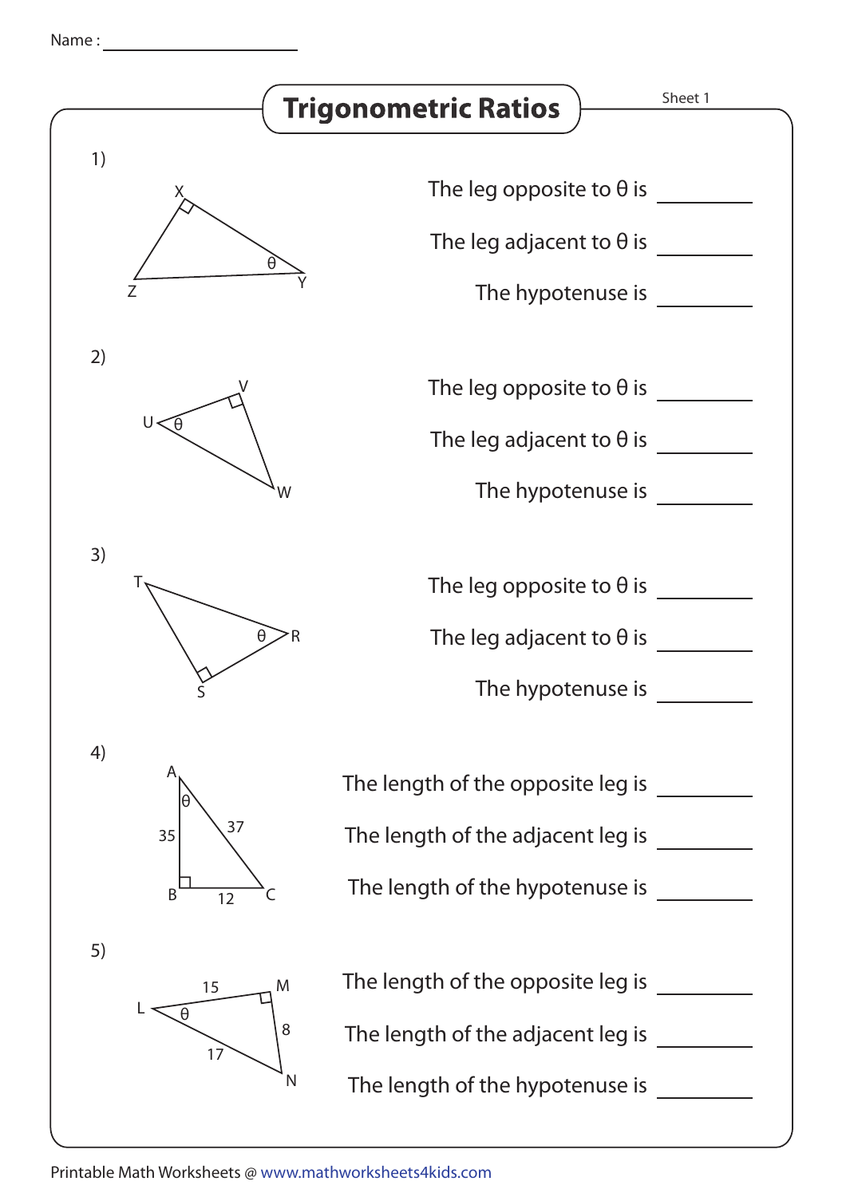Name : ____________________

# Trigonometric Ratios

Sheet 1

1) Triangle XYZ (right angle at X, $\theta$ at Y)

The leg opposite to $\theta$ is ________

The leg adjacent to $\theta$ is ________

The hypotenuse is ________

2) Triangle UVW (right angle at V, $\theta$ at U)

The leg opposite to $\theta$ is ________

The leg adjacent to $\theta$ is ________

The hypotenuse is ________

3) Triangle TSR (right angle at S, $\theta$ at R)

The leg opposite to $\theta$ is ________

The leg adjacent to $\theta$ is ________

The hypotenuse is ________

4) Triangle ABC (right angle at B, $\theta$ at A; AB = 35, BC = 12, AC = 37)

The length of the opposite leg is ________

The length of the adjacent leg is ________

The length of the hypotenuse is ________

5) Triangle LMN (right angle at M, $\theta$ at L; LM = 15, MN = 8, LN = 17)

The length of the opposite leg is ________

The length of the adjacent leg is ________

The length of the hypotenuse is ________

Printable Math Worksheets @ www.mathworksheets4kids.com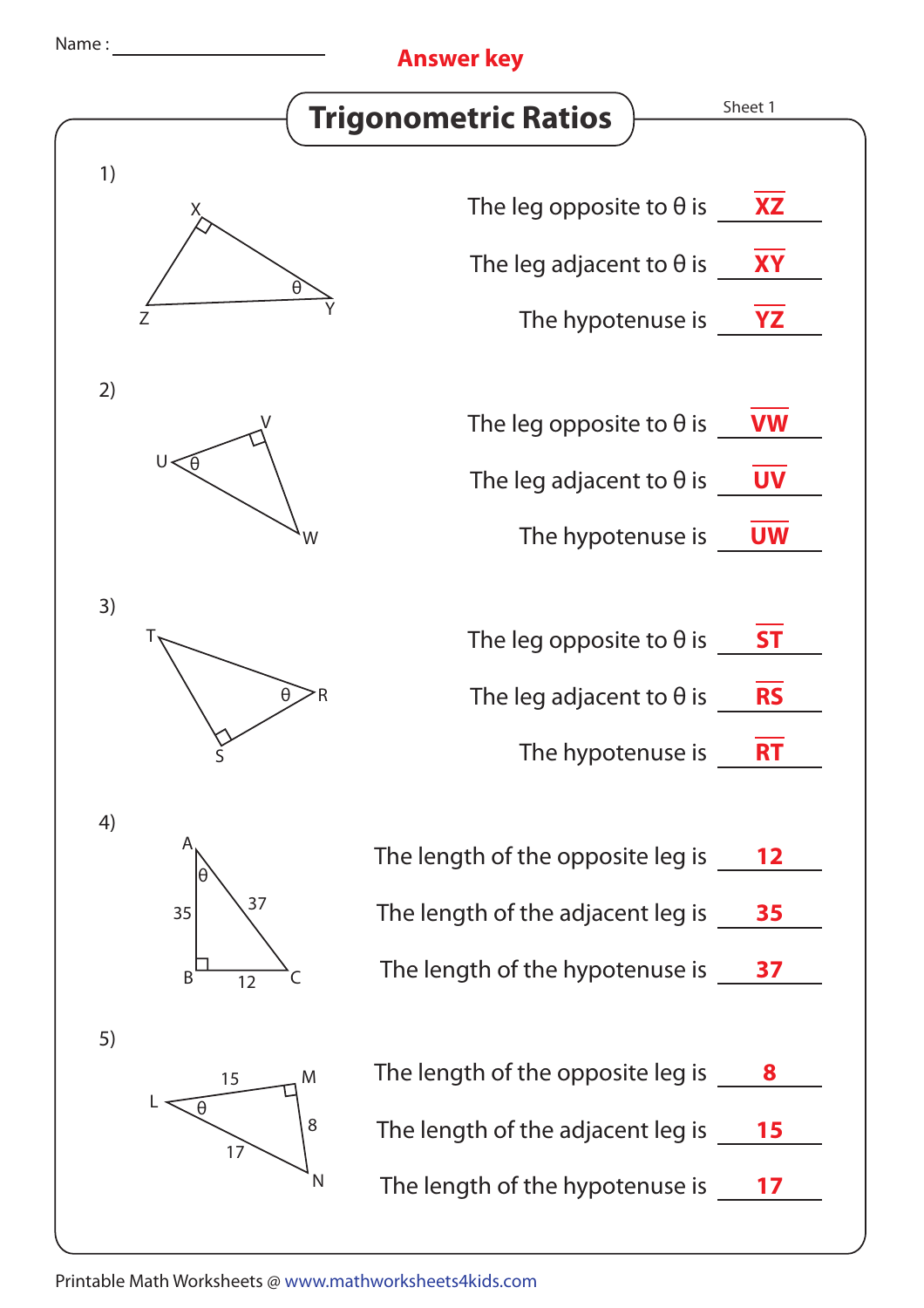Name : ____________________

**Answer key**

# Trigonometric Ratios

Sheet 1

1)

X, Y, Z

θ

The leg opposite to θ is $\overline{XZ}$

The leg adjacent to θ is $\overline{XY}$

The hypotenuse is $\overline{YZ}$

2)

U, V, W

θ

The leg opposite to θ is $\overline{VW}$

The leg adjacent to θ is $\overline{UV}$

The hypotenuse is $\overline{UW}$

3)

T, R, S

θ

The leg opposite to θ is $\overline{ST}$

The leg adjacent to θ is $\overline{RS}$

The hypotenuse is $\overline{RT}$

4)

A, B, C

θ

35

37

12

The length of the opposite leg is **12**

The length of the adjacent leg is **35**

The length of the hypotenuse is **37**

5)

L, M, N

θ

15

8

17

The length of the opposite leg is **8**

The length of the adjacent leg is **15**

The length of the hypotenuse is **17**

Printable Math Worksheets @ www.mathworksheets4kids.com